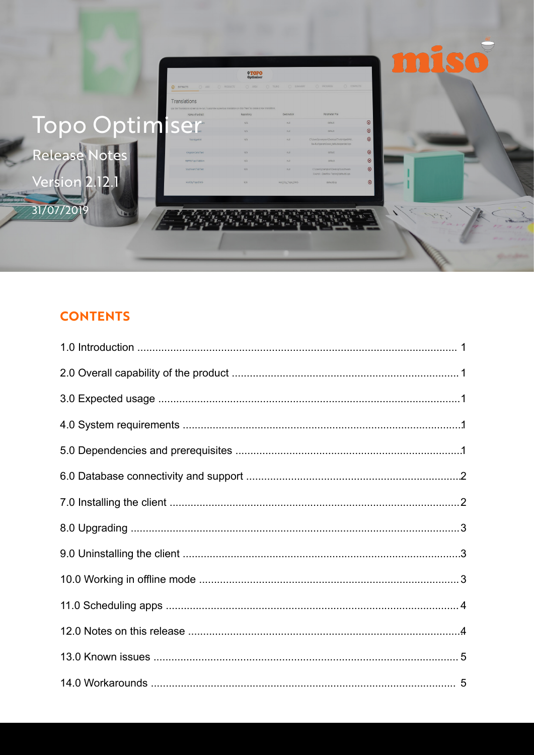miso

# Topo Optimiser

## Release Notes

## Version 2.12.1

31/07/2019

## CONTENTS

1.0 Introduction ........................................................................................................ 1

2.0 Overall capability of the product ........................................................................... 1

3.0 Expected usage .................................................................................................... 1

4.0 System requirements ........................................................................................... 1

5.0 Dependencies and prerequisites ........................................................................... 1

6.0 Database connectivity and support ....................................................................... 2

7.0 Installing the client ............................................................................................... 2

8.0 Upgrading ............................................................................................................ 3

9.0 Uninstalling the client ........................................................................................... 3

10.0 Working in offline mode ...................................................................................... 3

11.0 Scheduling apps .................................................................................................. 4

12.0 Notes on this release ........................................................................................... 4

13.0 Known issues ...................................................................................................... 5

14.0 Workarounds ...................................................................................................... 5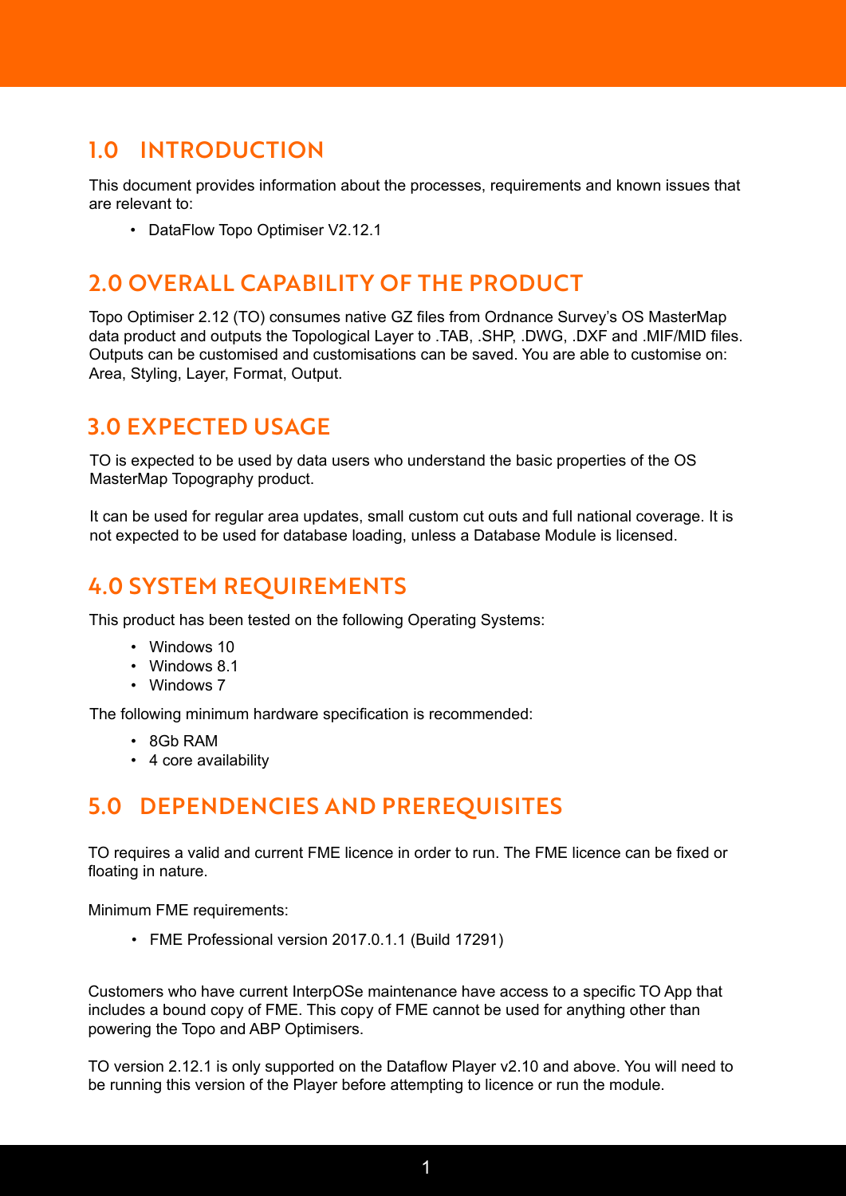## 1.0 INTRODUCTION

This document provides information about the processes, requirements and known issues that are relevant to:

- DataFlow Topo Optimiser V2.12.1

## 2.0 OVERALL CAPABILITY OF THE PRODUCT

Topo Optimiser 2.12 (TO) consumes native GZ files from Ordnance Survey's OS MasterMap data product and outputs the Topological Layer to .TAB, .SHP, .DWG, .DXF and .MIF/MID files. Outputs can be customised and customisations can be saved. You are able to customise on: Area, Styling, Layer, Format, Output.

## 3.0 EXPECTED USAGE

TO is expected to be used by data users who understand the basic properties of the OS MasterMap Topography product.

It can be used for regular area updates, small custom cut outs and full national coverage. It is not expected to be used for database loading, unless a Database Module is licensed.

## 4.0 SYSTEM REQUIREMENTS

This product has been tested on the following Operating Systems:

- Windows 10
- Windows 8.1
- Windows 7

The following minimum hardware specification is recommended:

- 8Gb RAM
- 4 core availability

## 5.0 DEPENDENCIES AND PREREQUISITES

TO requires a valid and current FME licence in order to run. The FME licence can be fixed or floating in nature.

Minimum FME requirements:

- FME Professional version 2017.0.1.1 (Build 17291)

Customers who have current InterpOSe maintenance have access to a specific TO App that includes a bound copy of FME. This copy of FME cannot be used for anything other than powering the Topo and ABP Optimisers.

TO version 2.12.1 is only supported on the Dataflow Player v2.10 and above. You will need to be running this version of the Player before attempting to licence or run the module.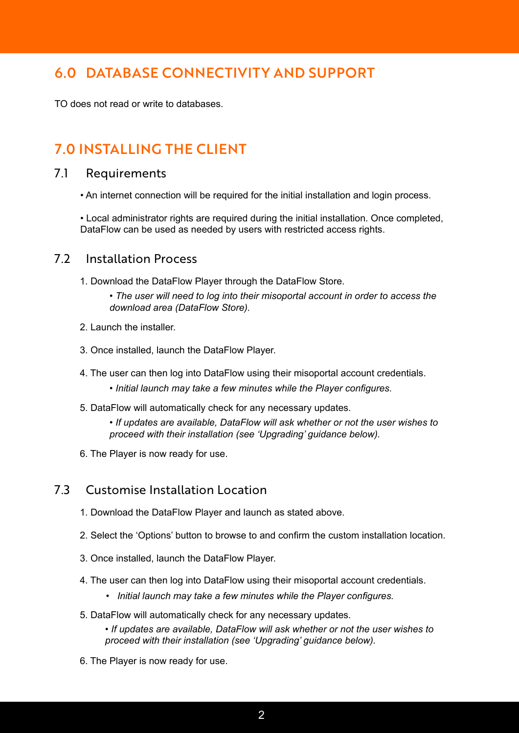## 6.0 DATABASE CONNECTIVITY AND SUPPORT

TO does not read or write to databases.

## 7.0 INSTALLING THE CLIENT

### 7.1 Requirements

• An internet connection will be required for the initial installation and login process.

• Local administrator rights are required during the initial installation. Once completed, DataFlow can be used as needed by users with restricted access rights.

### 7.2 Installation Process

1. Download the DataFlow Player through the DataFlow Store.
   • *The user will need to log into their misoportal account in order to access the download area (DataFlow Store).*

2. Launch the installer.

3. Once installed, launch the DataFlow Player.

4. The user can then log into DataFlow using their misoportal account credentials.
   • *Initial launch may take a few minutes while the Player configures.*

5. DataFlow will automatically check for any necessary updates.
   • *If updates are available, DataFlow will ask whether or not the user wishes to proceed with their installation (see 'Upgrading' guidance below).*

6. The Player is now ready for use.

### 7.3 Customise Installation Location

1. Download the DataFlow Player and launch as stated above.

2. Select the 'Options' button to browse to and confirm the custom installation location.

3. Once installed, launch the DataFlow Player.

4. The user can then log into DataFlow using their misoportal account credentials.
   • *Initial launch may take a few minutes while the Player configures.*

5. DataFlow will automatically check for any necessary updates.
   • *If updates are available, DataFlow will ask whether or not the user wishes to proceed with their installation (see 'Upgrading' guidance below).*

6. The Player is now ready for use.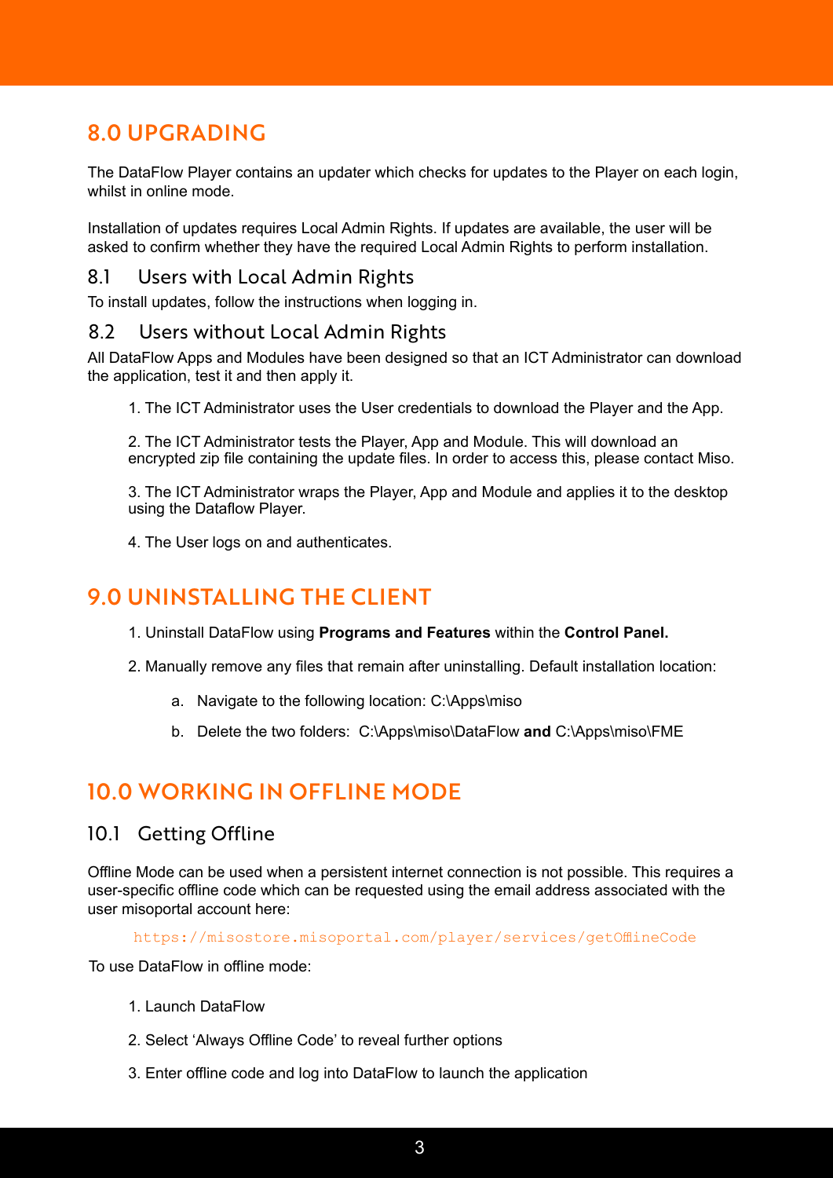## 8.0 UPGRADING

The DataFlow Player contains an updater which checks for updates to the Player on each login, whilst in online mode.

Installation of updates requires Local Admin Rights. If updates are available, the user will be asked to confirm whether they have the required Local Admin Rights to perform installation.

### 8.1 Users with Local Admin Rights

To install updates, follow the instructions when logging in.

### 8.2 Users without Local Admin Rights

All DataFlow Apps and Modules have been designed so that an ICT Administrator can download the application, test it and then apply it.

1. The ICT Administrator uses the User credentials to download the Player and the App.

2. The ICT Administrator tests the Player, App and Module. This will download an encrypted zip file containing the update files. In order to access this, please contact Miso.

3. The ICT Administrator wraps the Player, App and Module and applies it to the desktop using the Dataflow Player.

4. The User logs on and authenticates.

## 9.0 UNINSTALLING THE CLIENT

1. Uninstall DataFlow using **Programs and Features** within the **Control Panel.**

2. Manually remove any files that remain after uninstalling. Default installation location:

    a. Navigate to the following location: C:\Apps\miso

    b. Delete the two folders: C:\Apps\miso\DataFlow **and** C:\Apps\miso\FME

## 10.0 WORKING IN OFFLINE MODE

### 10.1 Getting Offline

Offline Mode can be used when a persistent internet connection is not possible. This requires a user-specific offline code which can be requested using the email address associated with the user misoportal account here:

https://misostore.misoportal.com/player/services/getOfflineCode

To use DataFlow in offline mode:

1. Launch DataFlow

2. Select 'Always Offline Code' to reveal further options

3. Enter offline code and log into DataFlow to launch the application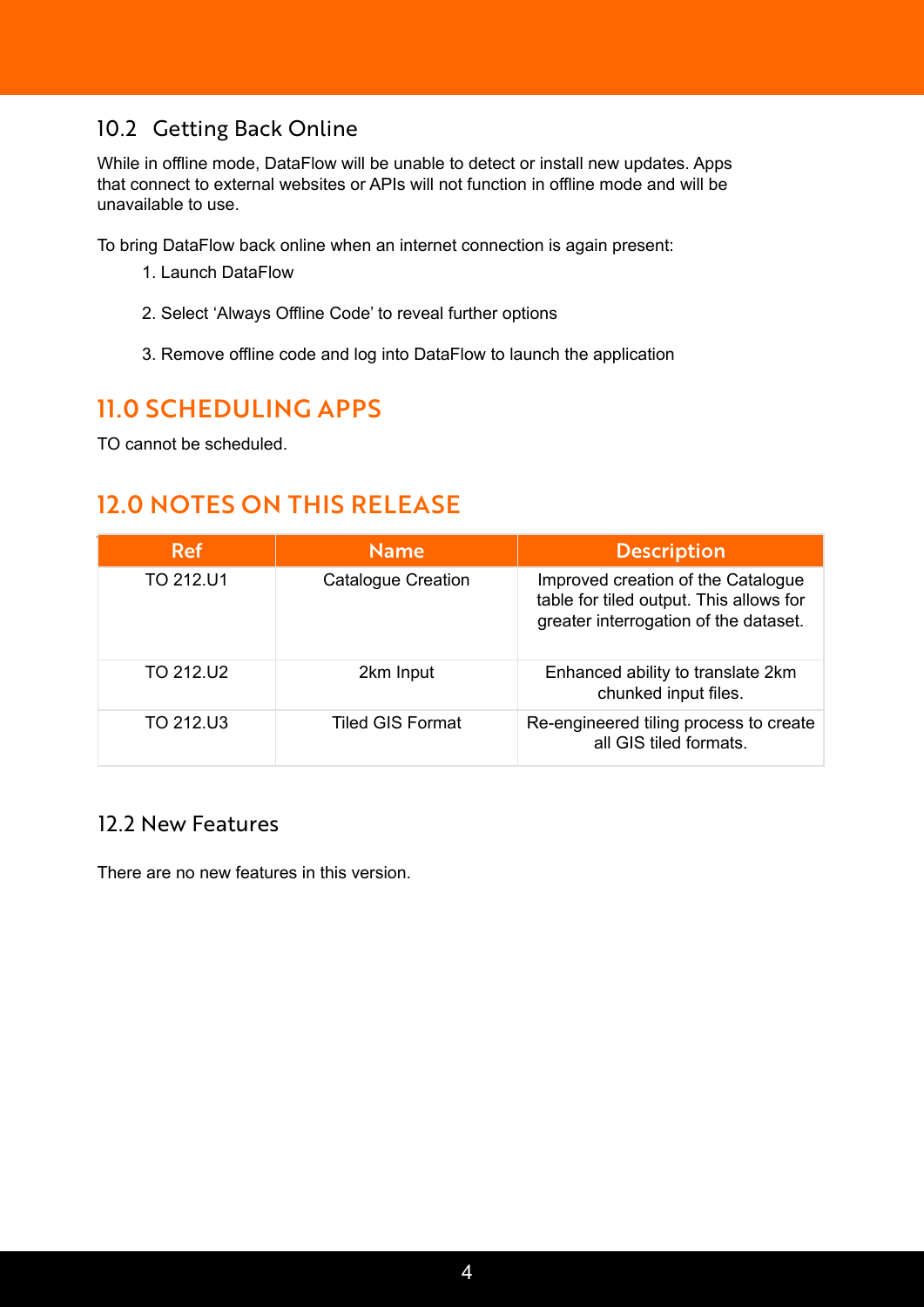## 10.2 Getting Back Online

While in offline mode, DataFlow will be unable to detect or install new updates. Apps that connect to external websites or APIs will not function in offline mode and will be unavailable to use.

To bring DataFlow back online when an internet connection is again present:

1. Launch DataFlow

2. Select 'Always Offline Code' to reveal further options

3. Remove offline code and log into DataFlow to launch the application

# 11.0 SCHEDULING APPS

TO cannot be scheduled.

# 12.0 NOTES ON THIS RELEASE

| Ref | Name | Description |
|---|---|---|
| TO 212.U1 | Catalogue Creation | Improved creation of the Catalogue table for tiled output. This allows for greater interrogation of the dataset. |
| TO 212.U2 | 2km Input | Enhanced ability to translate 2km chunked input files. |
| TO 212.U3 | Tiled GIS Format | Re-engineered tiling process to create all GIS tiled formats. |

## 12.2 New Features

There are no new features in this version.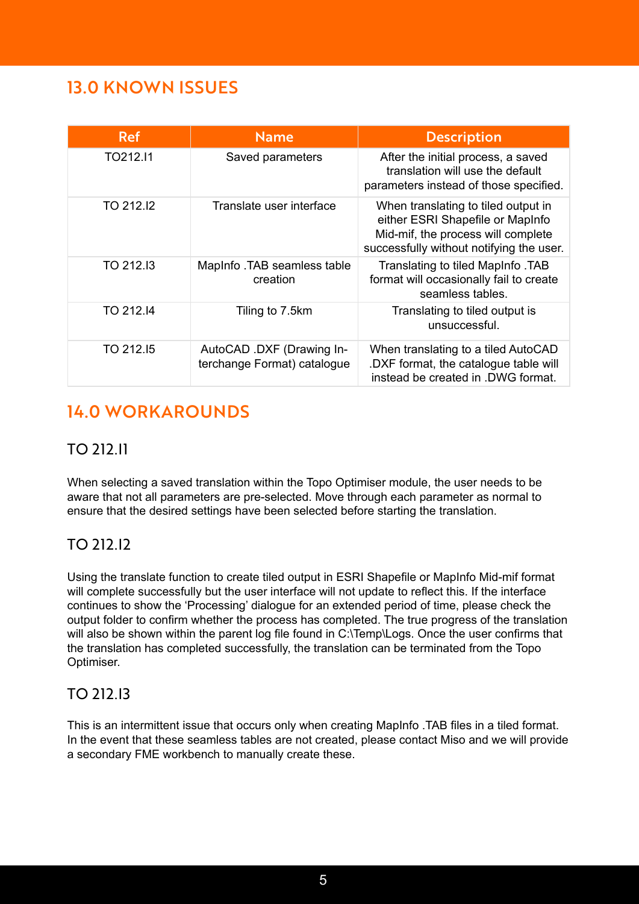## 13.0 KNOWN ISSUES

| Ref | Name | Description |
|---|---|---|
| TO212.I1 | Saved parameters | After the initial process, a saved translation will use the default parameters instead of those specified. |
| TO 212.I2 | Translate user interface | When translating to tiled output in either ESRI Shapefile or MapInfo Mid-mif, the process will complete successfully without notifying the user. |
| TO 212.I3 | MapInfo .TAB seamless table creation | Translating to tiled MapInfo .TAB format will occasionally fail to create seamless tables. |
| TO 212.I4 | Tiling to 7.5km | Translating to tiled output is unsuccessful. |
| TO 212.I5 | AutoCAD .DXF (Drawing Interchange Format) catalogue | When translating to a tiled AutoCAD .DXF format, the catalogue table will instead be created in .DWG format. |

## 14.0 WORKAROUNDS

### TO 212.I1

When selecting a saved translation within the Topo Optimiser module, the user needs to be aware that not all parameters are pre-selected. Move through each parameter as normal to ensure that the desired settings have been selected before starting the translation.

### TO 212.I2

Using the translate function to create tiled output in ESRI Shapefile or MapInfo Mid-mif format will complete successfully but the user interface will not update to reflect this. If the interface continues to show the 'Processing' dialogue for an extended period of time, please check the output folder to confirm whether the process has completed. The true progress of the translation will also be shown within the parent log file found in C:\Temp\Logs. Once the user confirms that the translation has completed successfully, the translation can be terminated from the Topo Optimiser.

### TO 212.I3

This is an intermittent issue that occurs only when creating MapInfo .TAB files in a tiled format. In the event that these seamless tables are not created, please contact Miso and we will provide a secondary FME workbench to manually create these.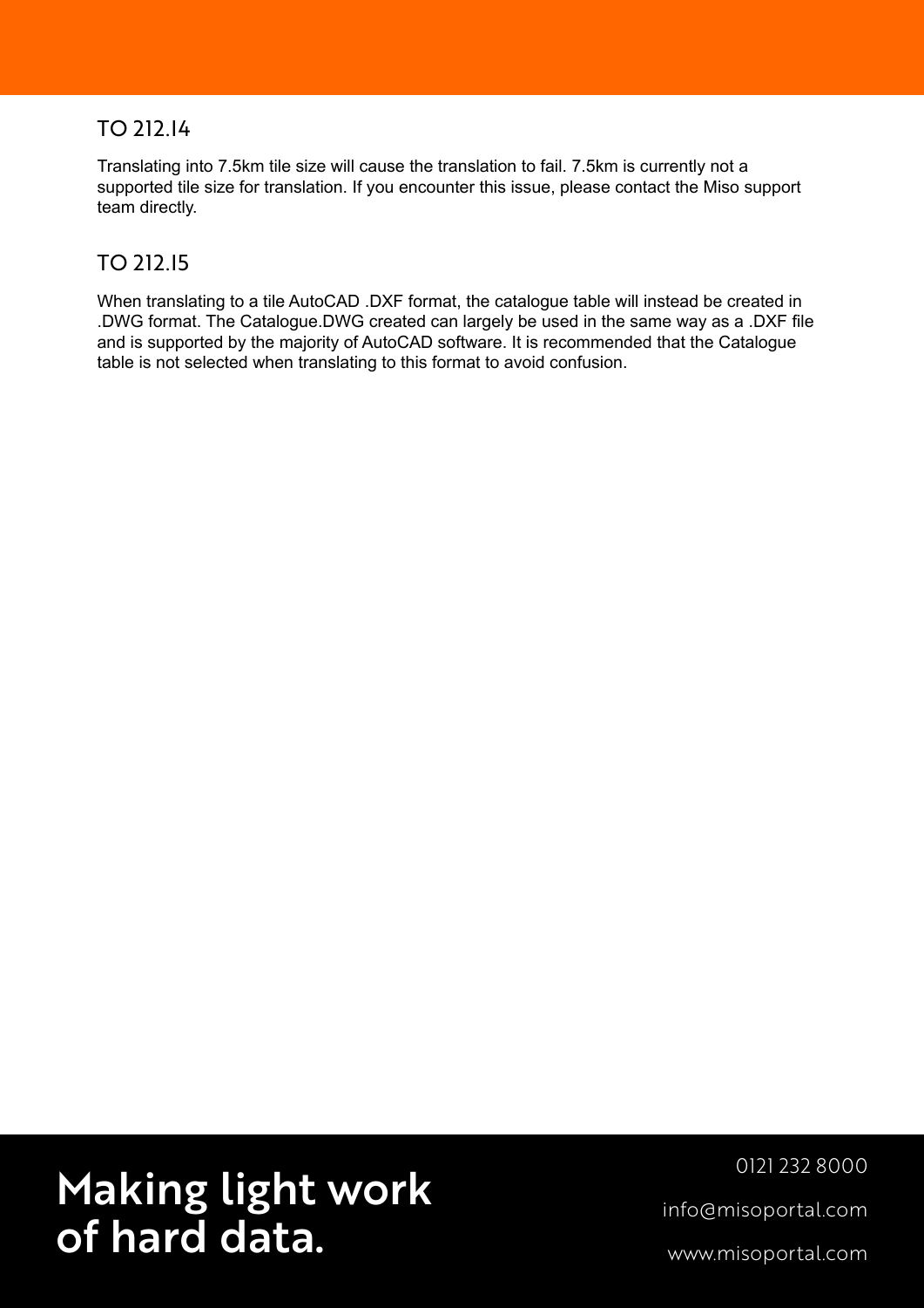## TO 212.14

Translating into 7.5km tile size will cause the translation to fail. 7.5km is currently not a supported tile size for translation. If you encounter this issue, please contact the Miso support team directly.

## TO 212.15

When translating to a tile AutoCAD .DXF format, the catalogue table will instead be created in .DWG format. The Catalogue.DWG created can largely be used in the same way as a .DXF file and is supported by the majority of AutoCAD software. It is recommended that the Catalogue table is not selected when translating to this format to avoid confusion.

**Making light work of hard data.**

0121 232 8000

info@misoportal.com

www.misoportal.com